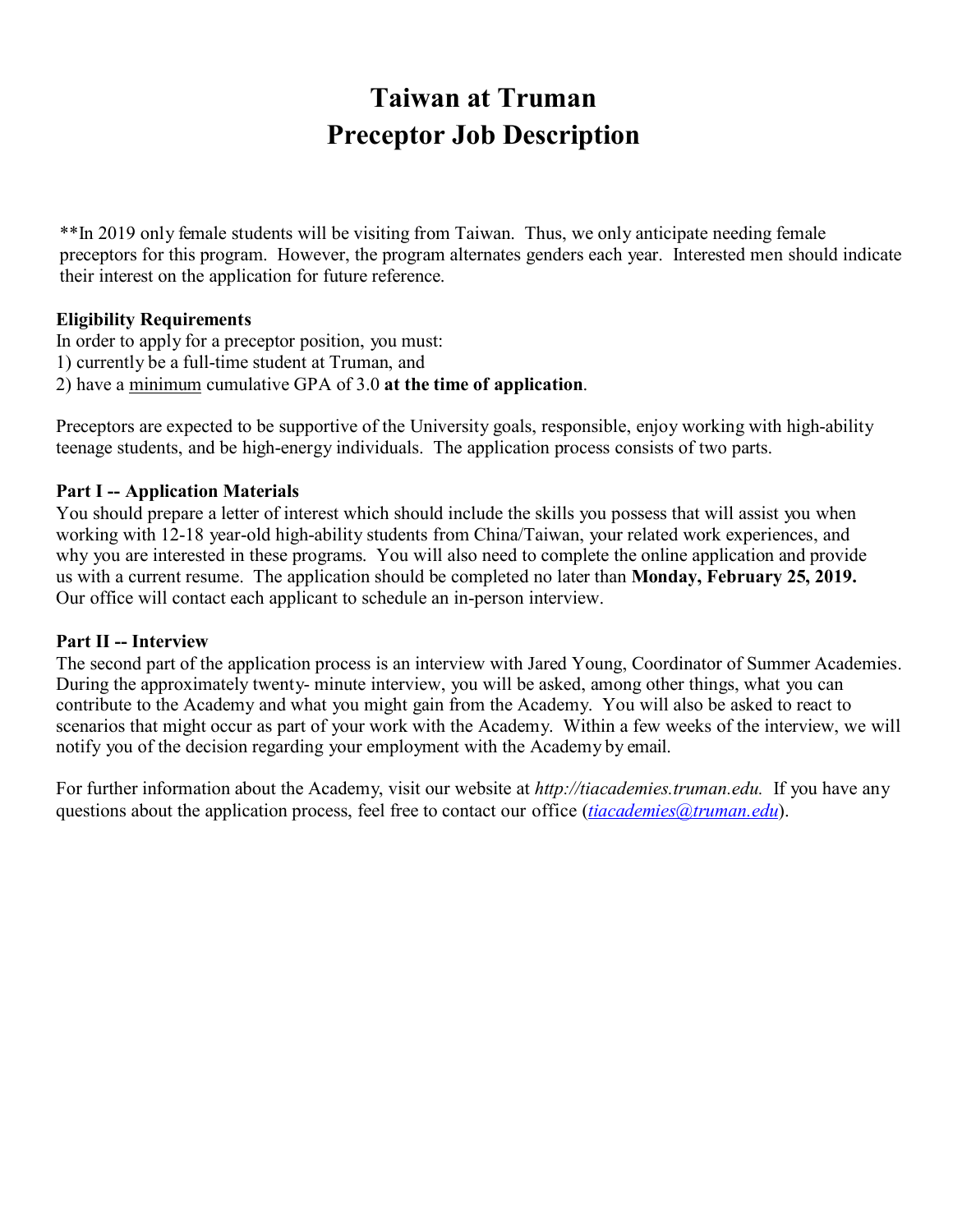# Taiwan at Truman
# Preceptor Job Description

**In 2019 only female students will be visiting from Taiwan. Thus, we only anticipate needing female preceptors for this program. However, the program alternates genders each year. Interested men should indicate their interest on the application for future reference.

**Eligibility Requirements**

In order to apply for a preceptor position, you must:

1) currently be a full-time student at Truman, and
2) have a <u>minimum</u> cumulative GPA of 3.0 **at the time of application**.

Preceptors are expected to be supportive of the University goals, responsible, enjoy working with high-ability teenage students, and be high-energy individuals. The application process consists of two parts.

**Part I -- Application Materials**

You should prepare a letter of interest which should include the skills you possess that will assist you when working with 12-18 year-old high-ability students from China/Taiwan, your related work experiences, and why you are interested in these programs. You will also need to complete the online application and provide us with a current resume. The application should be completed no later than **Monday, February 25, 2019.** Our office will contact each applicant to schedule an in-person interview.

**Part II -- Interview**

The second part of the application process is an interview with Jared Young, Coordinator of Summer Academies. During the approximately twenty- minute interview, you will be asked, among other things, what you can contribute to the Academy and what you might gain from the Academy. You will also be asked to react to scenarios that might occur as part of your work with the Academy. Within a few weeks of the interview, we will notify you of the decision regarding your employment with the Academy by email.

For further information about the Academy, visit our website at *http://tiacademies.truman.edu.* If you have any questions about the application process, feel free to contact our office (*tiacademies@truman.edu*).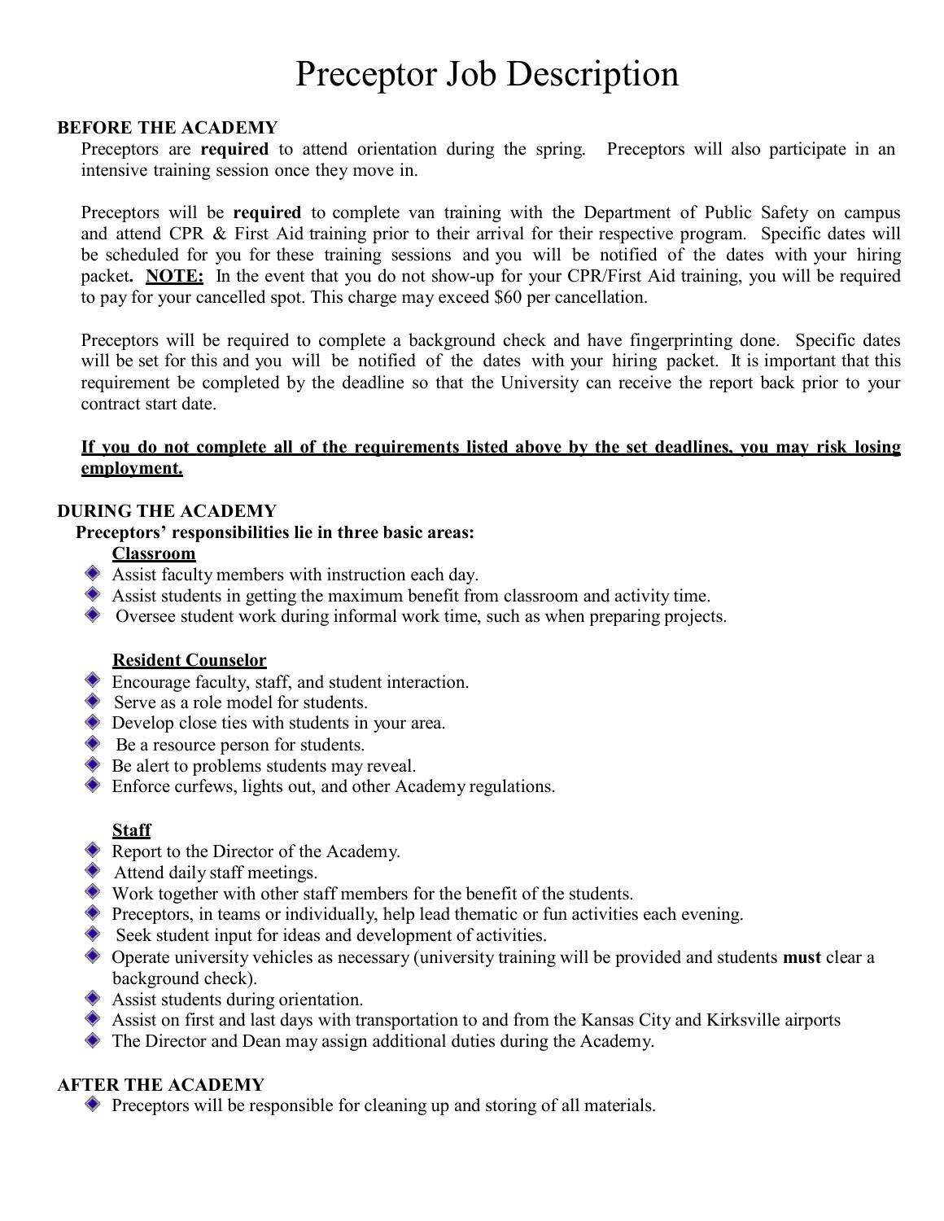# Preceptor Job Description

## BEFORE THE ACADEMY

Preceptors are **required** to attend orientation during the spring. Preceptors will also participate in an intensive training session once they move in.

Preceptors will be **required** to complete van training with the Department of Public Safety on campus and attend CPR & First Aid training prior to their arrival for their respective program. Specific dates will be scheduled for you for these training sessions and you will be notified of the dates with your hiring packet**.** **<u>NOTE:</u>** In the event that you do not show-up for your CPR/First Aid training, you will be required to pay for your cancelled spot. This charge may exceed $60 per cancellation.

Preceptors will be required to complete a background check and have fingerprinting done. Specific dates will be set for this and you will be notified of the dates with your hiring packet. It is important that this requirement be completed by the deadline so that the University can receive the report back prior to your contract start date.

**<u>If you do not complete all of the requirements listed above by the set deadlines, you may risk losing employment.</u>**

## DURING THE ACADEMY

**Preceptors' responsibilities lie in three basic areas:**

**<u>Classroom</u>**

- Assist faculty members with instruction each day.
- Assist students in getting the maximum benefit from classroom and activity time.
- Oversee student work during informal work time, such as when preparing projects.

**<u>Resident Counselor</u>**

- Encourage faculty, staff, and student interaction.
- Serve as a role model for students.
- Develop close ties with students in your area.
- Be a resource person for students.
- Be alert to problems students may reveal.
- Enforce curfews, lights out, and other Academy regulations.

**<u>Staff</u>**

- Report to the Director of the Academy.
- Attend daily staff meetings.
- Work together with other staff members for the benefit of the students.
- Preceptors, in teams or individually, help lead thematic or fun activities each evening.
- Seek student input for ideas and development of activities.
- Operate university vehicles as necessary (university training will be provided and students **must** clear a background check).
- Assist students during orientation.
- Assist on first and last days with transportation to and from the Kansas City and Kirksville airports
- The Director and Dean may assign additional duties during the Academy.

## AFTER THE ACADEMY

- Preceptors will be responsible for cleaning up and storing of all materials.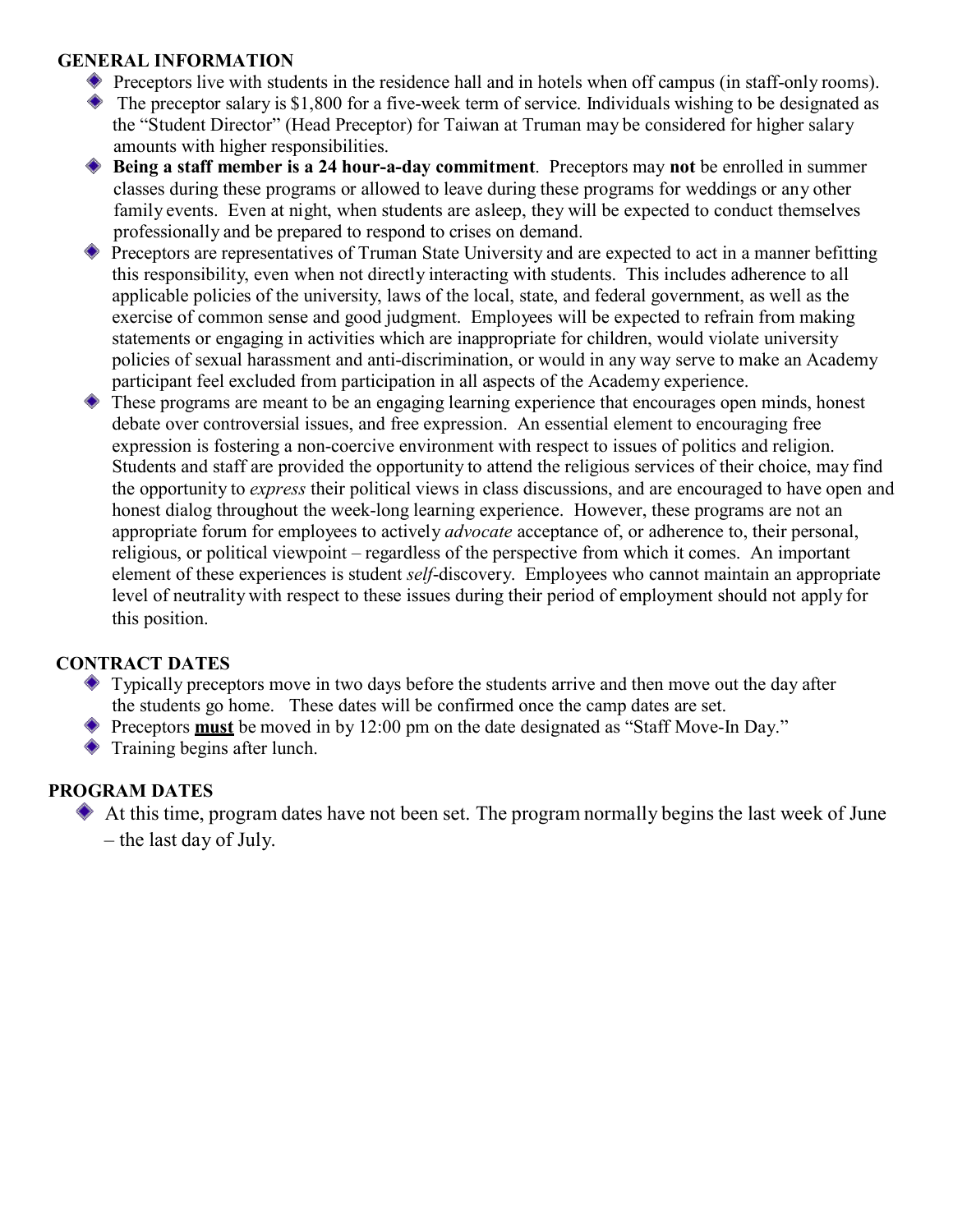## GENERAL INFORMATION

- Preceptors live with students in the residence hall and in hotels when off campus (in staff-only rooms).
- The preceptor salary is $1,800 for a five-week term of service. Individuals wishing to be designated as the "Student Director" (Head Preceptor) for Taiwan at Truman may be considered for higher salary amounts with higher responsibilities.
- **Being a staff member is a 24 hour-a-day commitment**. Preceptors may **not** be enrolled in summer classes during these programs or allowed to leave during these programs for weddings or any other family events. Even at night, when students are asleep, they will be expected to conduct themselves professionally and be prepared to respond to crises on demand.
- Preceptors are representatives of Truman State University and are expected to act in a manner befitting this responsibility, even when not directly interacting with students. This includes adherence to all applicable policies of the university, laws of the local, state, and federal government, as well as the exercise of common sense and good judgment. Employees will be expected to refrain from making statements or engaging in activities which are inappropriate for children, would violate university policies of sexual harassment and anti-discrimination, or would in any way serve to make an Academy participant feel excluded from participation in all aspects of the Academy experience.
- These programs are meant to be an engaging learning experience that encourages open minds, honest debate over controversial issues, and free expression. An essential element to encouraging free expression is fostering a non-coercive environment with respect to issues of politics and religion. Students and staff are provided the opportunity to attend the religious services of their choice, may find the opportunity to *express* their political views in class discussions, and are encouraged to have open and honest dialog throughout the week-long learning experience. However, these programs are not an appropriate forum for employees to actively *advocate* acceptance of, or adherence to, their personal, religious, or political viewpoint – regardless of the perspective from which it comes. An important element of these experiences is student *self*-discovery. Employees who cannot maintain an appropriate level of neutrality with respect to these issues during their period of employment should not apply for this position.

## CONTRACT DATES

- Typically preceptors move in two days before the students arrive and then move out the day after the students go home. These dates will be confirmed once the camp dates are set.
- Preceptors **must** be moved in by 12:00 pm on the date designated as "Staff Move-In Day."
- Training begins after lunch.

## PROGRAM DATES

- At this time, program dates have not been set. The program normally begins the last week of June – the last day of July.